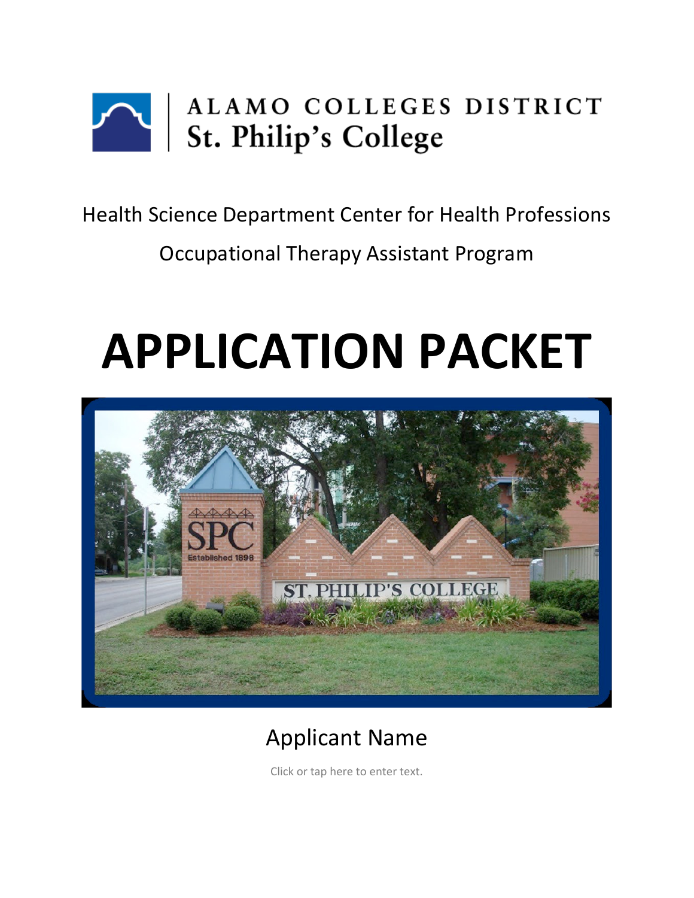ALAMO COLLEGES DISTRICT
St. Philip's College

Health Science Department Center for Health Professions

Occupational Therapy Assistant Program

# APPLICATION PACKET

Applicant Name

Click or tap here to enter text.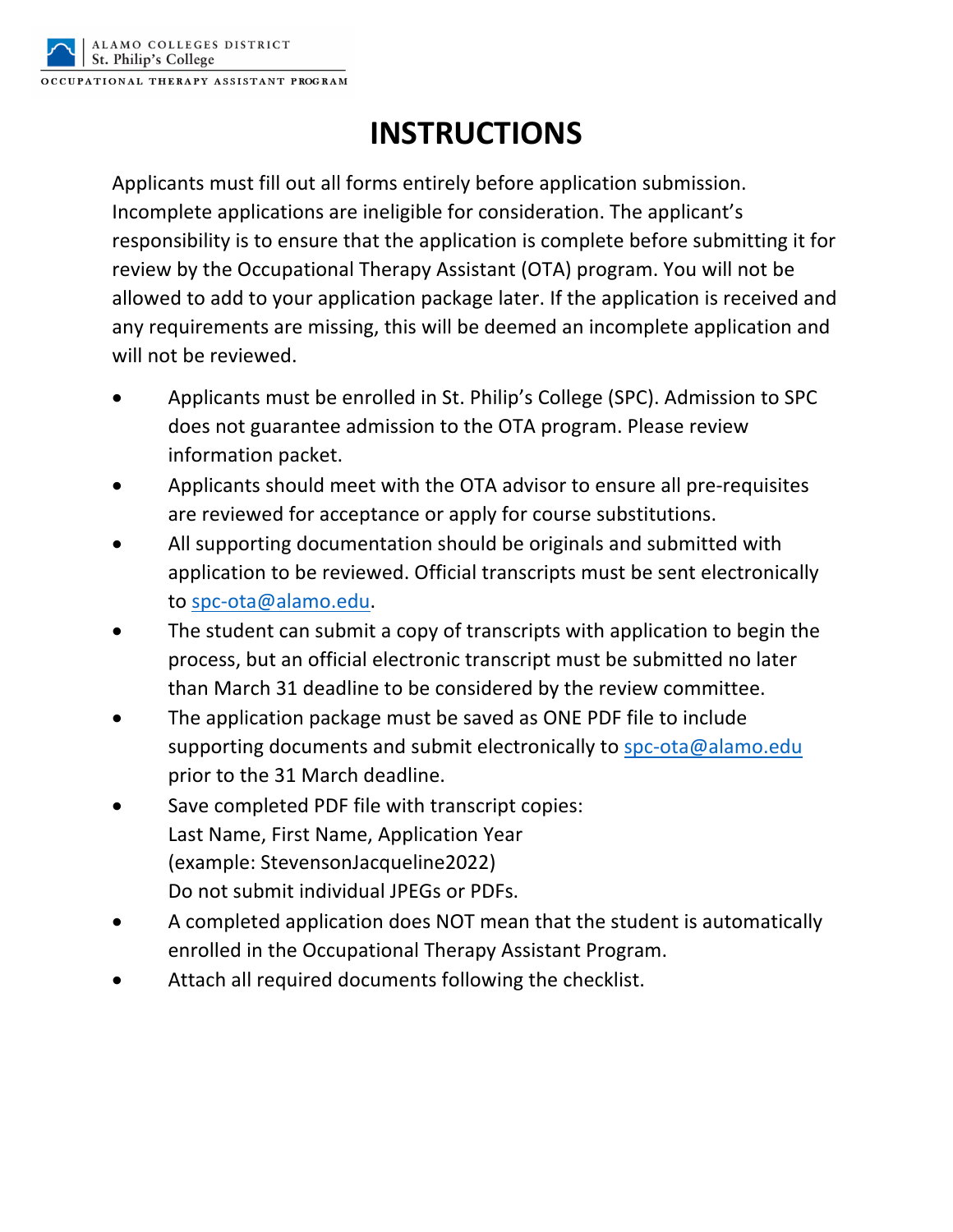# INSTRUCTIONS

Applicants must fill out all forms entirely before application submission. Incomplete applications are ineligible for consideration. The applicant's responsibility is to ensure that the application is complete before submitting it for review by the Occupational Therapy Assistant (OTA) program. You will not be allowed to add to your application package later. If the application is received and any requirements are missing, this will be deemed an incomplete application and will not be reviewed.

- Applicants must be enrolled in St. Philip's College (SPC). Admission to SPC does not guarantee admission to the OTA program. Please review information packet.
- Applicants should meet with the OTA advisor to ensure all pre-requisites are reviewed for acceptance or apply for course substitutions.
- All supporting documentation should be originals and submitted with application to be reviewed. Official transcripts must be sent electronically to spc-ota@alamo.edu.
- The student can submit a copy of transcripts with application to begin the process, but an official electronic transcript must be submitted no later than March 31 deadline to be considered by the review committee.
- The application package must be saved as ONE PDF file to include supporting documents and submit electronically to spc-ota@alamo.edu prior to the 31 March deadline.
- Save completed PDF file with transcript copies:
  Last Name, First Name, Application Year
  (example: StevensonJacqueline2022)
  Do not submit individual JPEGs or PDFs.
- A completed application does NOT mean that the student is automatically enrolled in the Occupational Therapy Assistant Program.
- Attach all required documents following the checklist.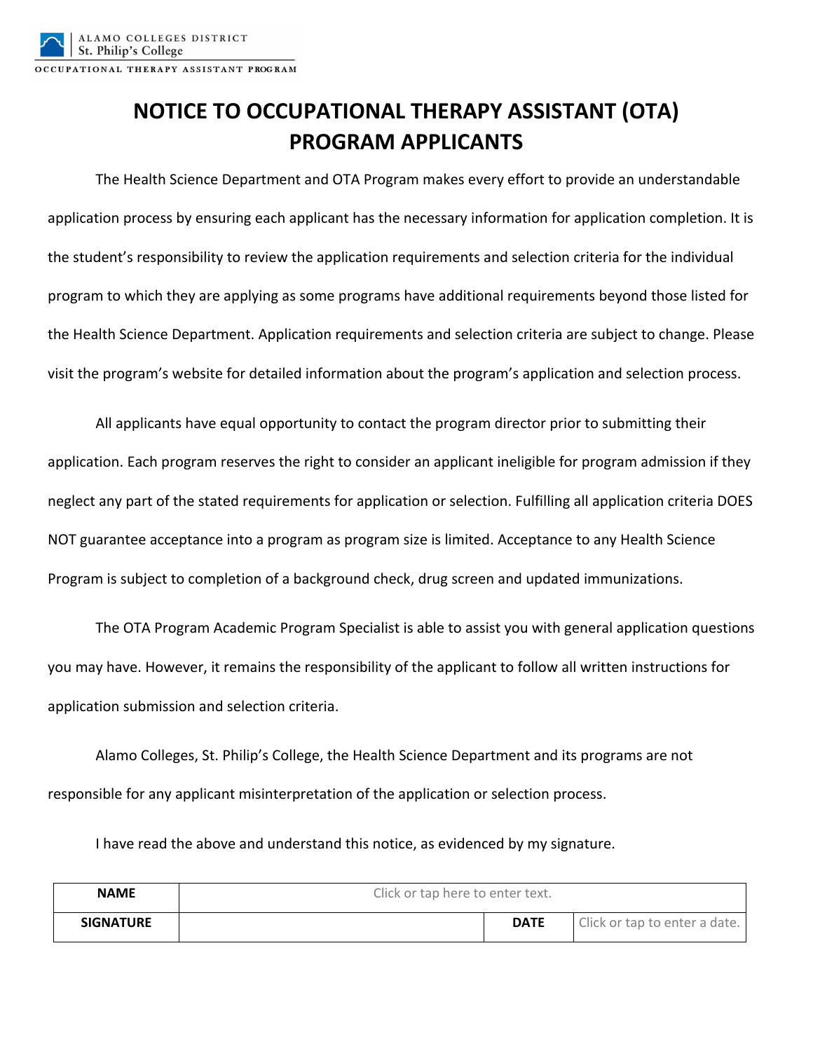ALAMO COLLEGES DISTRICT
St. Philip's College

OCCUPATIONAL THERAPY ASSISTANT PROGRAM

# NOTICE TO OCCUPATIONAL THERAPY ASSISTANT (OTA) PROGRAM APPLICANTS

The Health Science Department and OTA Program makes every effort to provide an understandable application process by ensuring each applicant has the necessary information for application completion. It is the student's responsibility to review the application requirements and selection criteria for the individual program to which they are applying as some programs have additional requirements beyond those listed for the Health Science Department. Application requirements and selection criteria are subject to change. Please visit the program's website for detailed information about the program's application and selection process.

All applicants have equal opportunity to contact the program director prior to submitting their application. Each program reserves the right to consider an applicant ineligible for program admission if they neglect any part of the stated requirements for application or selection. Fulfilling all application criteria DOES NOT guarantee acceptance into a program as program size is limited. Acceptance to any Health Science Program is subject to completion of a background check, drug screen and updated immunizations.

The OTA Program Academic Program Specialist is able to assist you with general application questions you may have. However, it remains the responsibility of the applicant to follow all written instructions for application submission and selection criteria.

Alamo Colleges, St. Philip's College, the Health Science Department and its programs are not responsible for any applicant misinterpretation of the application or selection process.

I have read the above and understand this notice, as evidenced by my signature.

| **NAME** | Click or tap here to enter text. | | |
|---|---|---|---|
| **SIGNATURE** | | **DATE** | Click or tap to enter a date. |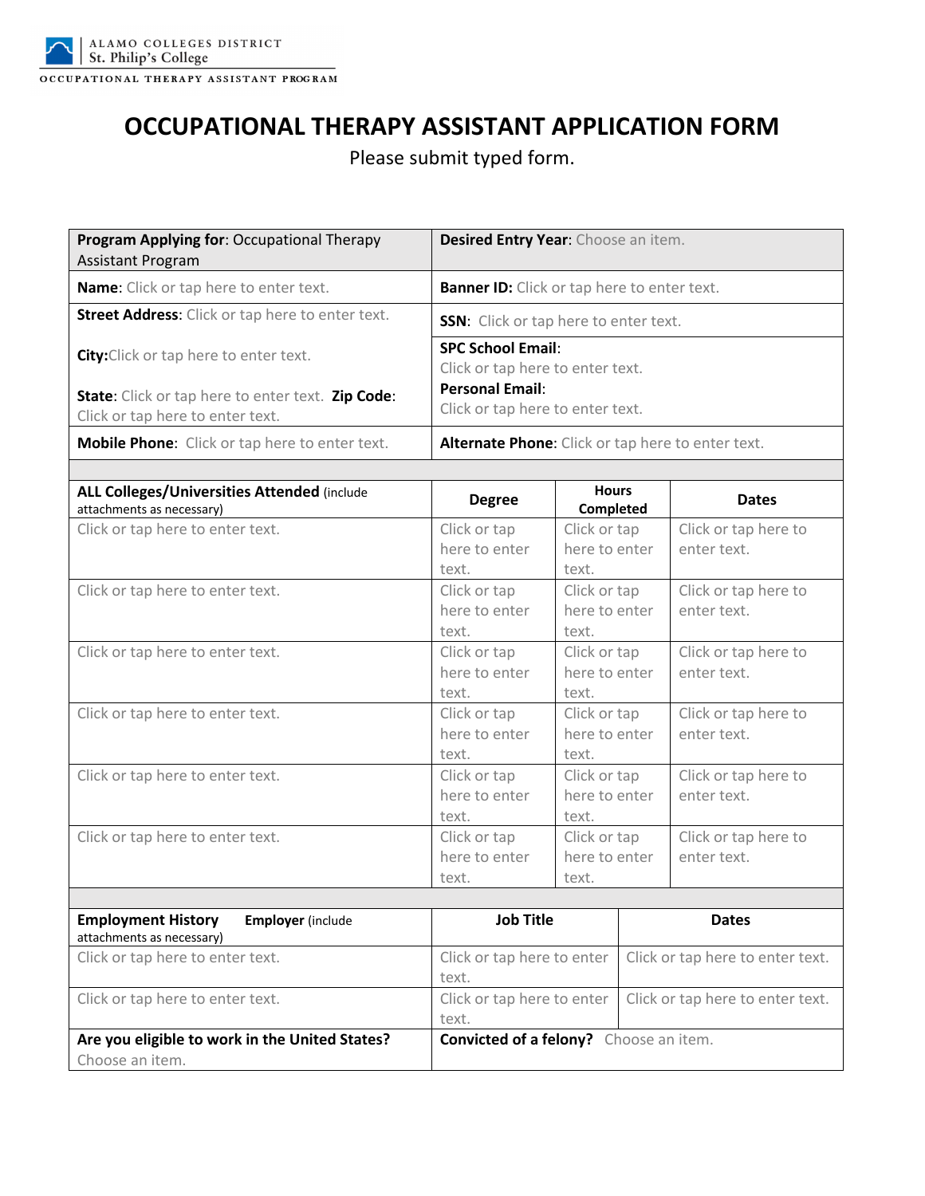ALAMO COLLEGES DISTRICT
St. Philip's College

OCCUPATIONAL THERAPY ASSISTANT PROGRAM

# OCCUPATIONAL THERAPY ASSISTANT APPLICATION FORM

Please submit typed form.

| | |
|---|---|
| **Program Applying for**: Occupational Therapy Assistant Program | **Desired Entry Year**: Choose an item. |
| **Name**: Click or tap here to enter text. | **Banner ID:** Click or tap here to enter text. |
| **Street Address:** Click or tap here to enter text.<br><br>**City:**Click or tap here to enter text.<br><br>**State**: Click or tap here to enter text. **Zip Code**: Click or tap here to enter text. | **SSN**: Click or tap here to enter text.<br><br>**SPC School Email**: Click or tap here to enter text.<br>**Personal Email**: Click or tap here to enter text. |
| **Mobile Phone**: Click or tap here to enter text. | **Alternate Phone**: Click or tap here to enter text. |

| **ALL Colleges/Universities Attended** (include attachments as necessary) | **Degree** | **Hours Completed** | **Dates** |
|---|---|---|---|
| Click or tap here to enter text. | Click or tap here to enter text. | Click or tap here to enter text. | Click or tap here to enter text. |
| Click or tap here to enter text. | Click or tap here to enter text. | Click or tap here to enter text. | Click or tap here to enter text. |
| Click or tap here to enter text. | Click or tap here to enter text. | Click or tap here to enter text. | Click or tap here to enter text. |
| Click or tap here to enter text. | Click or tap here to enter text. | Click or tap here to enter text. | Click or tap here to enter text. |
| Click or tap here to enter text. | Click or tap here to enter text. | Click or tap here to enter text. | Click or tap here to enter text. |
| Click or tap here to enter text. | Click or tap here to enter text. | Click or tap here to enter text. | Click or tap here to enter text. |

| **Employment History** **Employer** (include attachments as necessary) | **Job Title** | **Dates** |
|---|---|---|
| Click or tap here to enter text. | Click or tap here to enter text. | Click or tap here to enter text. |
| Click or tap here to enter text. | Click or tap here to enter text. | Click or tap here to enter text. |
| **Are you eligible to work in the United States?** Choose an item. | **Convicted of a felony?** Choose an item. | |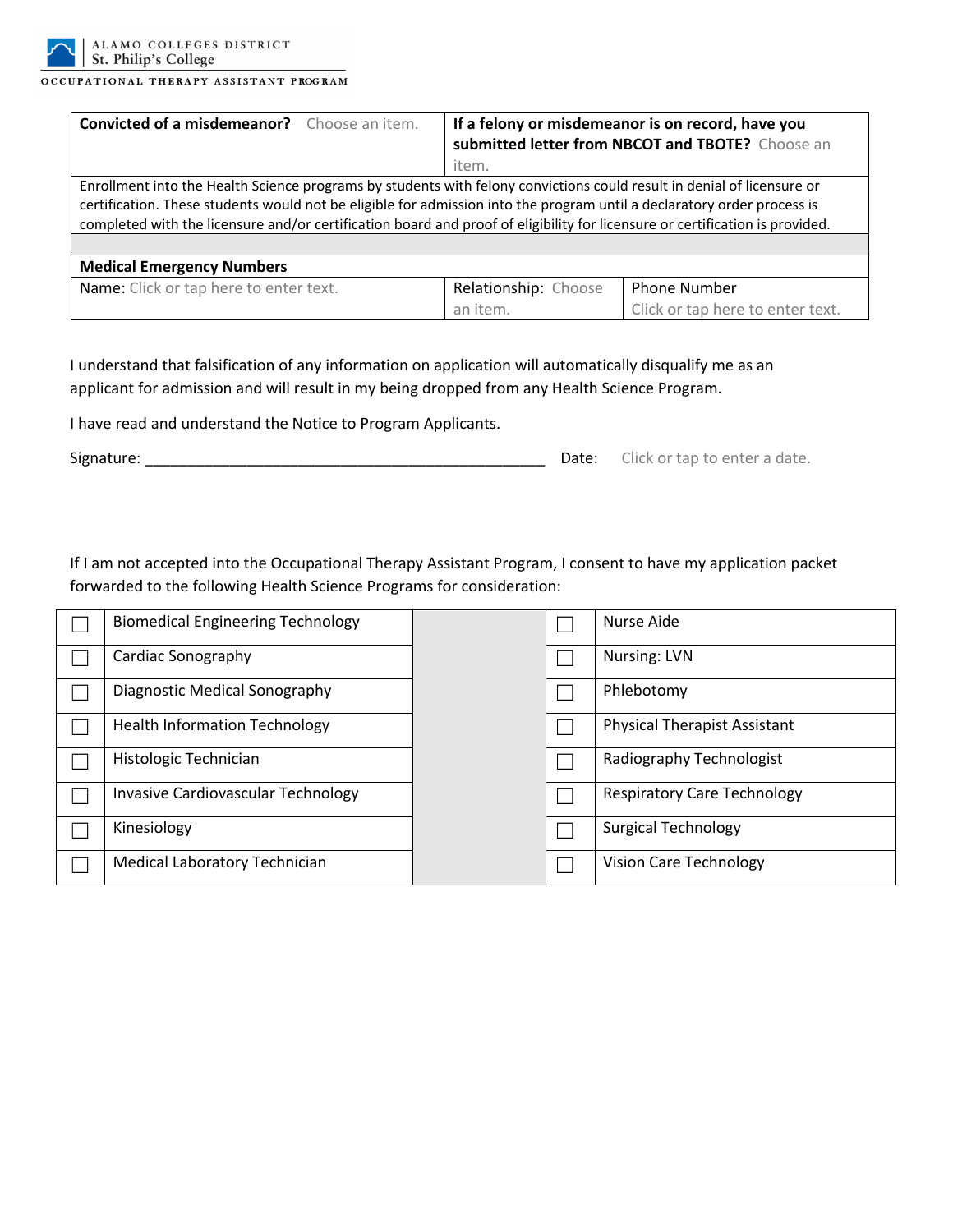| **Convicted of a misdemeanor?** Choose an item. | **If a felony or misdemeanor is on record, have you submitted letter from NBCOT and TBOTE?** Choose an item. | |
|---|---|---|
| Enrollment into the Health Science programs by students with felony convictions could result in denial of licensure or certification. These students would not be eligible for admission into the program until a declaratory order process is completed with the licensure and/or certification board and proof of eligibility for licensure or certification is provided. | | |
| | | |
| **Medical Emergency Numbers** | | |
| Name: Click or tap here to enter text. | Relationship: Choose an item. | Phone Number Click or tap here to enter text. |

I understand that falsification of any information on application will automatically disqualify me as an applicant for admission and will result in my being dropped from any Health Science Program.

I have read and understand the Notice to Program Applicants.

Signature: ______________________________________________ Date: Click or tap to enter a date.

If I am not accepted into the Occupational Therapy Assistant Program, I consent to have my application packet forwarded to the following Health Science Programs for consideration:

| | | | | |
|---|---|---|---|---|
| ☐ | Biomedical Engineering Technology | | ☐ | Nurse Aide |
| ☐ | Cardiac Sonography | | ☐ | Nursing: LVN |
| ☐ | Diagnostic Medical Sonography | | ☐ | Phlebotomy |
| ☐ | Health Information Technology | | ☐ | Physical Therapist Assistant |
| ☐ | Histologic Technician | | ☐ | Radiography Technologist |
| ☐ | Invasive Cardiovascular Technology | | ☐ | Respiratory Care Technology |
| ☐ | Kinesiology | | ☐ | Surgical Technology |
| ☐ | Medical Laboratory Technician | | ☐ | Vision Care Technology |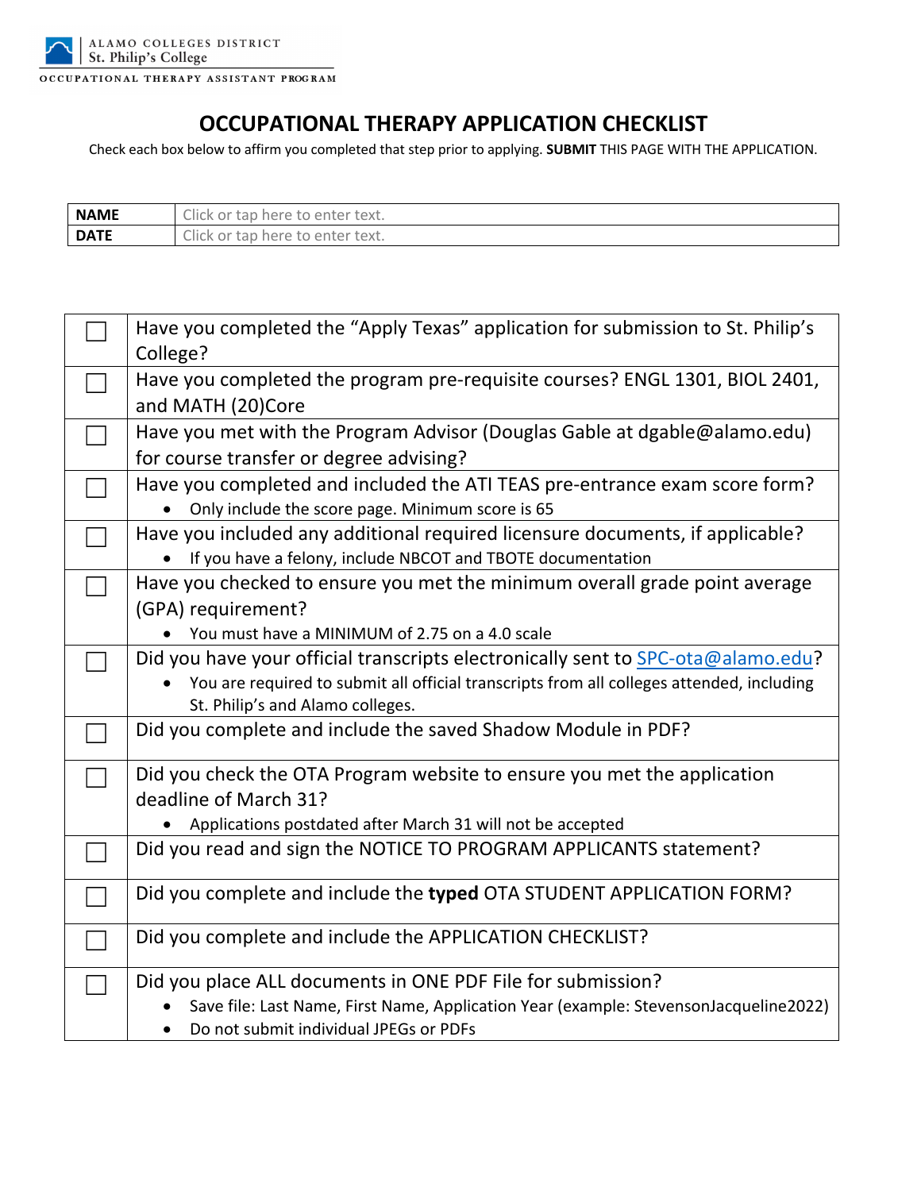ALAMO COLLEGES DISTRICT
St. Philip's College
OCCUPATIONAL THERAPY ASSISTANT PROGRAM

# OCCUPATIONAL THERAPY APPLICATION CHECKLIST

Check each box below to affirm you completed that step prior to applying. **SUBMIT** THIS PAGE WITH THE APPLICATION.

| | |
|---|---|
| **NAME** | Click or tap here to enter text. |
| **DATE** | Click or tap here to enter text. |

| | |
|---|---|
| ☐ | Have you completed the "Apply Texas" application for submission to St. Philip's College? |
| ☐ | Have you completed the program pre-requisite courses? ENGL 1301, BIOL 2401, and MATH (20)Core |
| ☐ | Have you met with the Program Advisor (Douglas Gable at dgable@alamo.edu) for course transfer or degree advising? |
| ☐ | Have you completed and included the ATI TEAS pre-entrance exam score form?<br>• Only include the score page. Minimum score is 65 |
| ☐ | Have you included any additional required licensure documents, if applicable?<br>• If you have a felony, include NBCOT and TBOTE documentation |
| ☐ | Have you checked to ensure you met the minimum overall grade point average (GPA) requirement?<br>• You must have a MINIMUM of 2.75 on a 4.0 scale |
| ☐ | Did you have your official transcripts electronically sent to SPC-ota@alamo.edu?<br>• You are required to submit all official transcripts from all colleges attended, including St. Philip's and Alamo colleges. |
| ☐ | Did you complete and include the saved Shadow Module in PDF? |
| ☐ | Did you check the OTA Program website to ensure you met the application deadline of March 31?<br>• Applications postdated after March 31 will not be accepted |
| ☐ | Did you read and sign the NOTICE TO PROGRAM APPLICANTS statement? |
| ☐ | Did you complete and include the **typed** OTA STUDENT APPLICATION FORM? |
| ☐ | Did you complete and include the APPLICATION CHECKLIST? |
| ☐ | Did you place ALL documents in ONE PDF File for submission?<br>• Save file: Last Name, First Name, Application Year (example: StevensonJacqueline2022)<br>• Do not submit individual JPEGs or PDFs |